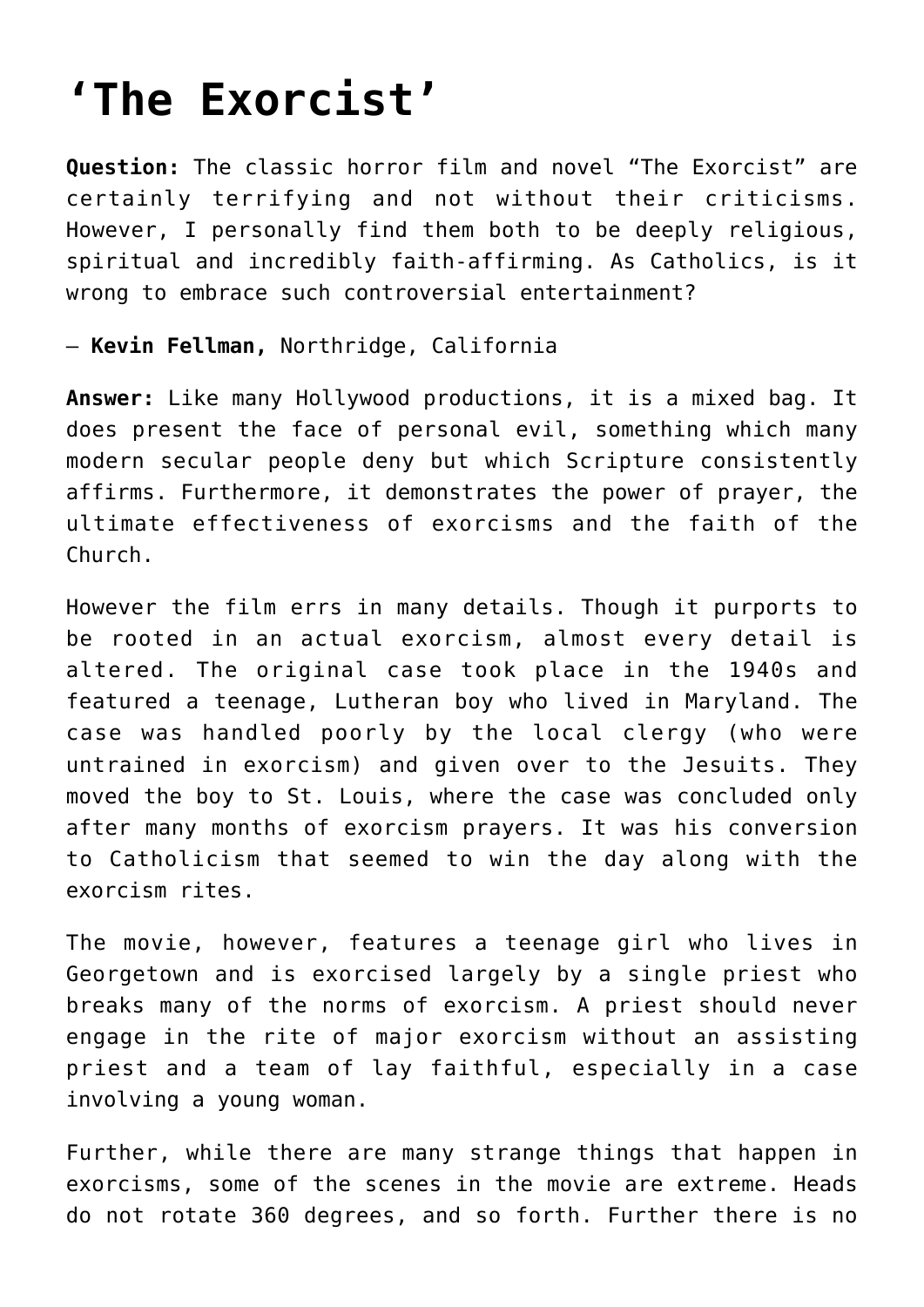# ‘The Exorcist’

**Question:** The classic horror film and novel “The Exorcist” are certainly terrifying and not without their criticisms. However, I personally find them both to be deeply religious, spiritual and incredibly faith-affirming. As Catholics, is it wrong to embrace such controversial entertainment?

— **Kevin Fellman,** Northridge, California

**Answer:** Like many Hollywood productions, it is a mixed bag. It does present the face of personal evil, something which many modern secular people deny but which Scripture consistently affirms. Furthermore, it demonstrates the power of prayer, the ultimate effectiveness of exorcisms and the faith of the Church.

However the film errs in many details. Though it purports to be rooted in an actual exorcism, almost every detail is altered. The original case took place in the 1940s and featured a teenage, Lutheran boy who lived in Maryland. The case was handled poorly by the local clergy (who were untrained in exorcism) and given over to the Jesuits. They moved the boy to St. Louis, where the case was concluded only after many months of exorcism prayers. It was his conversion to Catholicism that seemed to win the day along with the exorcism rites.

The movie, however, features a teenage girl who lives in Georgetown and is exorcised largely by a single priest who breaks many of the norms of exorcism. A priest should never engage in the rite of major exorcism without an assisting priest and a team of lay faithful, especially in a case involving a young woman.

Further, while there are many strange things that happen in exorcisms, some of the scenes in the movie are extreme. Heads do not rotate 360 degrees, and so forth. Further there is no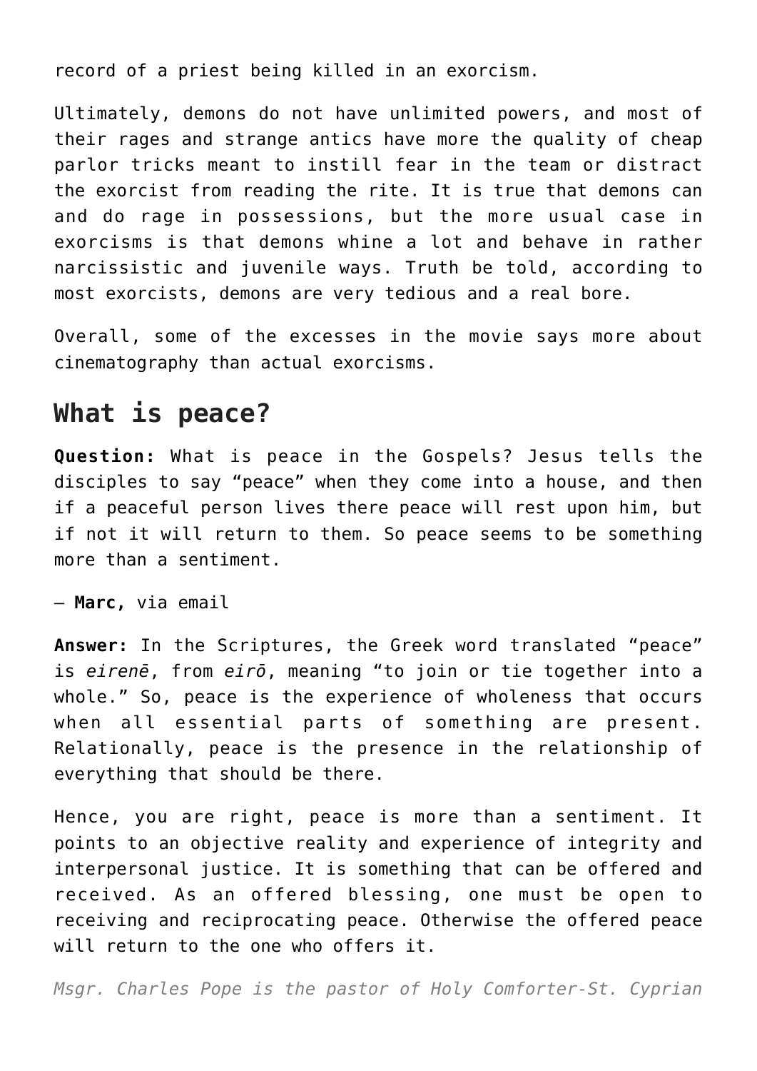record of a priest being killed in an exorcism.

Ultimately, demons do not have unlimited powers, and most of their rages and strange antics have more the quality of cheap parlor tricks meant to instill fear in the team or distract the exorcist from reading the rite. It is true that demons can and do rage in possessions, but the more usual case in exorcisms is that demons whine a lot and behave in rather narcissistic and juvenile ways. Truth be told, according to most exorcists, demons are very tedious and a real bore.

Overall, some of the excesses in the movie says more about cinematography than actual exorcisms.

## What is peace?

**Question:** What is peace in the Gospels? Jesus tells the disciples to say "peace" when they come into a house, and then if a peaceful person lives there peace will rest upon him, but if not it will return to them. So peace seems to be something more than a sentiment.

— **Marc,** via email

**Answer:** In the Scriptures, the Greek word translated "peace" is *eirenē*, from *eirō*, meaning "to join or tie together into a whole." So, peace is the experience of wholeness that occurs when all essential parts of something are present. Relationally, peace is the presence in the relationship of everything that should be there.

Hence, you are right, peace is more than a sentiment. It points to an objective reality and experience of integrity and interpersonal justice. It is something that can be offered and received. As an offered blessing, one must be open to receiving and reciprocating peace. Otherwise the offered peace will return to the one who offers it.

*Msgr. Charles Pope is the pastor of Holy Comforter-St. Cyprian*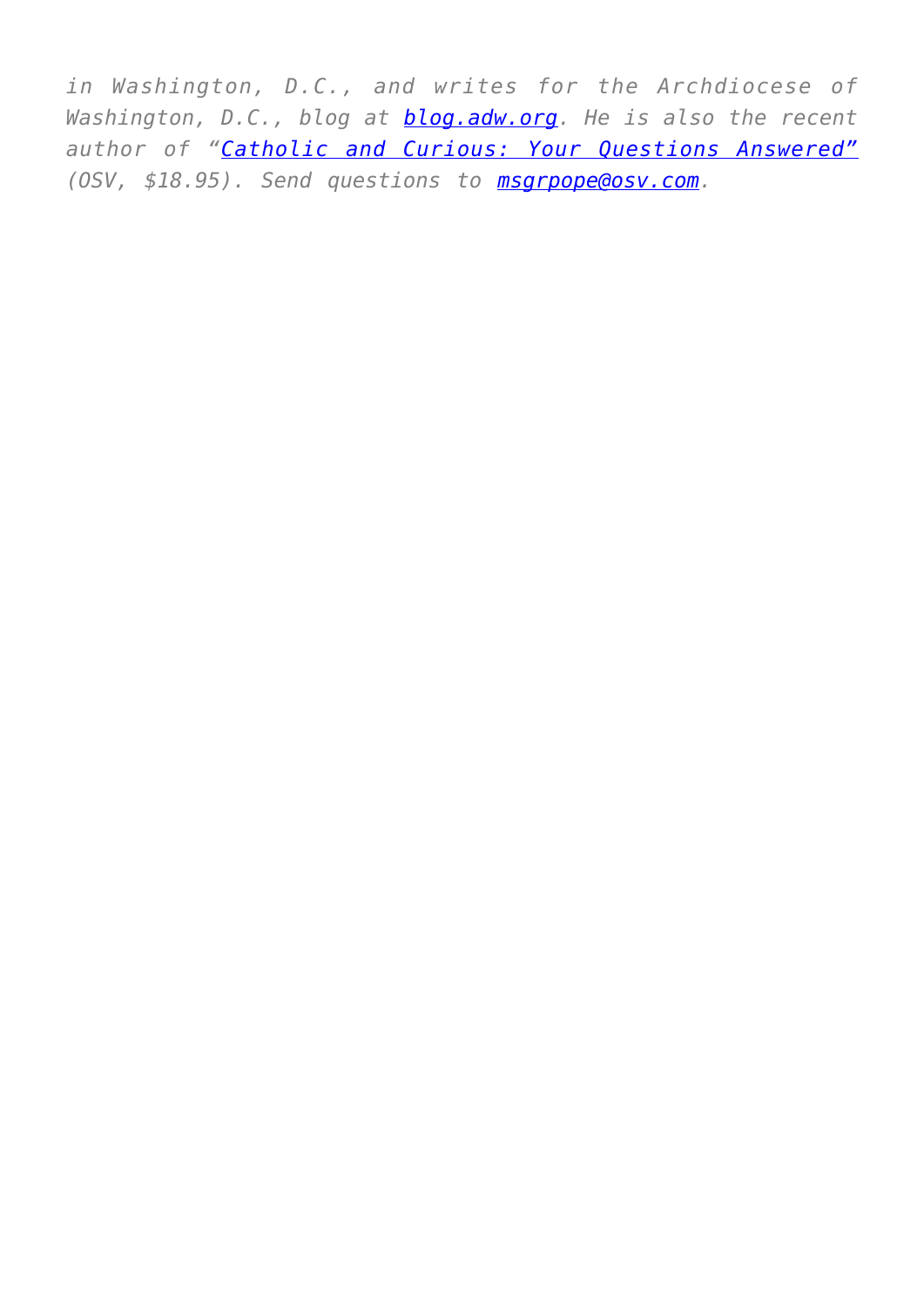*in Washington, D.C., and writes for the Archdiocese of Washington, D.C., blog at [blog.adw.org](blog.adw.org). He is also the recent author of "[Catholic and Curious: Your Questions Answered"](Catholic and Curious: Your Questions Answered) (OSV, $18.95). Send questions to [msgrpope@osv.com](mailto:msgrpope@osv.com).*